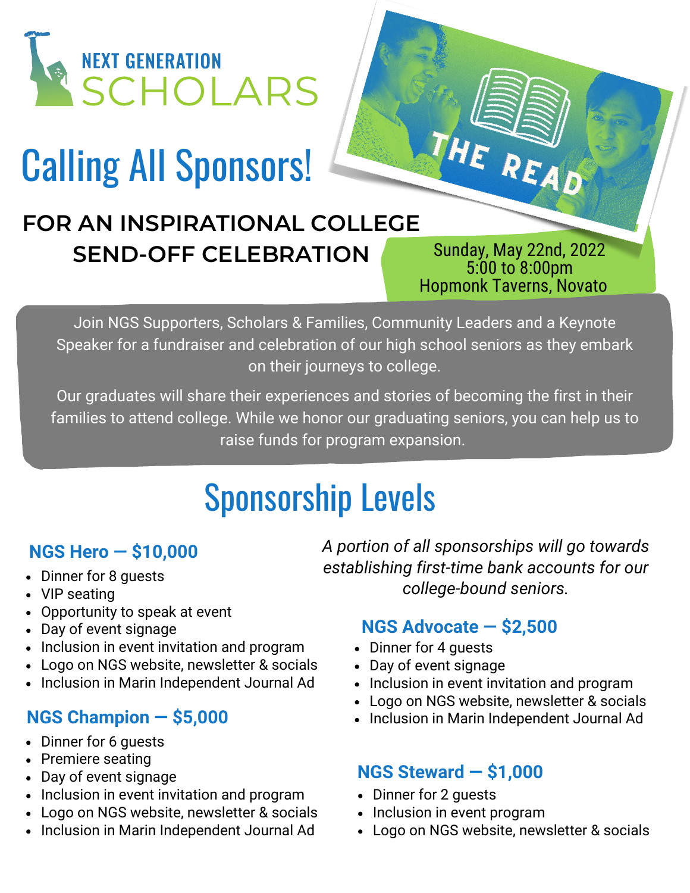# NEXT GENERATION SCHOLARS

THE READ

# Calling All Sponsors!

## FOR AN INSPIRATIONAL COLLEGE SEND-OFF CELEBRATION

Sunday, May 22nd, 2022
5:00 to 8:00pm
Hopmonk Taverns, Novato

Join NGS Supporters, Scholars & Families, Community Leaders and a Keynote Speaker for a fundraiser and celebration of our high school seniors as they embark on their journeys to college.

Our graduates will share their experiences and stories of becoming the first in their families to attend college. While we honor our graduating seniors, you can help us to raise funds for program expansion.

# Sponsorship Levels

*A portion of all sponsorships will go towards establishing first-time bank accounts for our college-bound seniors.*

### NGS Hero — $10,000

- Dinner for 8 guests
- VIP seating
- Opportunity to speak at event
- Day of event signage
- Inclusion in event invitation and program
- Logo on NGS website, newsletter & socials
- Inclusion in Marin Independent Journal Ad

### NGS Champion — $5,000

- Dinner for 6 guests
- Premiere seating
- Day of event signage
- Inclusion in event invitation and program
- Logo on NGS website, newsletter & socials
- Inclusion in Marin Independent Journal Ad

### NGS Advocate — $2,500

- Dinner for 4 guests
- Day of event signage
- Inclusion in event invitation and program
- Logo on NGS website, newsletter & socials
- Inclusion in Marin Independent Journal Ad

### NGS Steward — $1,000

- Dinner for 2 guests
- Inclusion in event program
- Logo on NGS website, newsletter & socials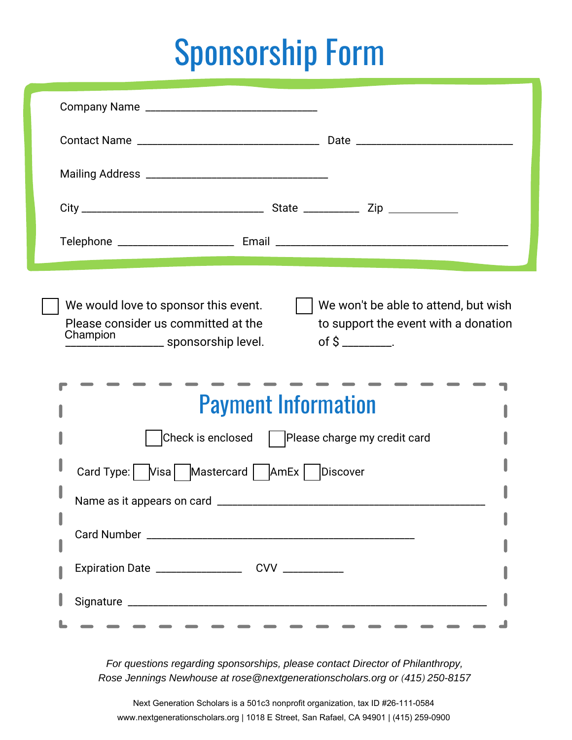# Sponsorship Form

Company Name ______________________________

Contact Name ________________________________ Date ___________________________

Mailing Address ________________________________

City ________________________________ State __________ Zip ____________

Telephone ____________________ Email ________________________________________

☐ We would love to sponsor this event. Please consider us committed at the Champion ________________ sponsorship level.

☐ We won't be able to attend, but wish to support the event with a donation of $ ________.

## Payment Information

☐ Check is enclosed ☐ Please charge my credit card

Card Type: ☐ Visa ☐ Mastercard ☐ AmEx ☐ Discover

Name as it appears on card _______________________________________________

Card Number _______________________________________________

Expiration Date _______________ CVV __________

Signature ________________________________________________________________

*For questions regarding sponsorships, please contact Director of Philanthropy, Rose Jennings Newhouse at rose@nextgenerationscholars.org or (415) 250-8157*

Next Generation Scholars is a 501c3 nonprofit organization, tax ID #26-111-0584

www.nextgenerationscholars.org | 1018 E Street, San Rafael, CA 94901 | (415) 259-0900